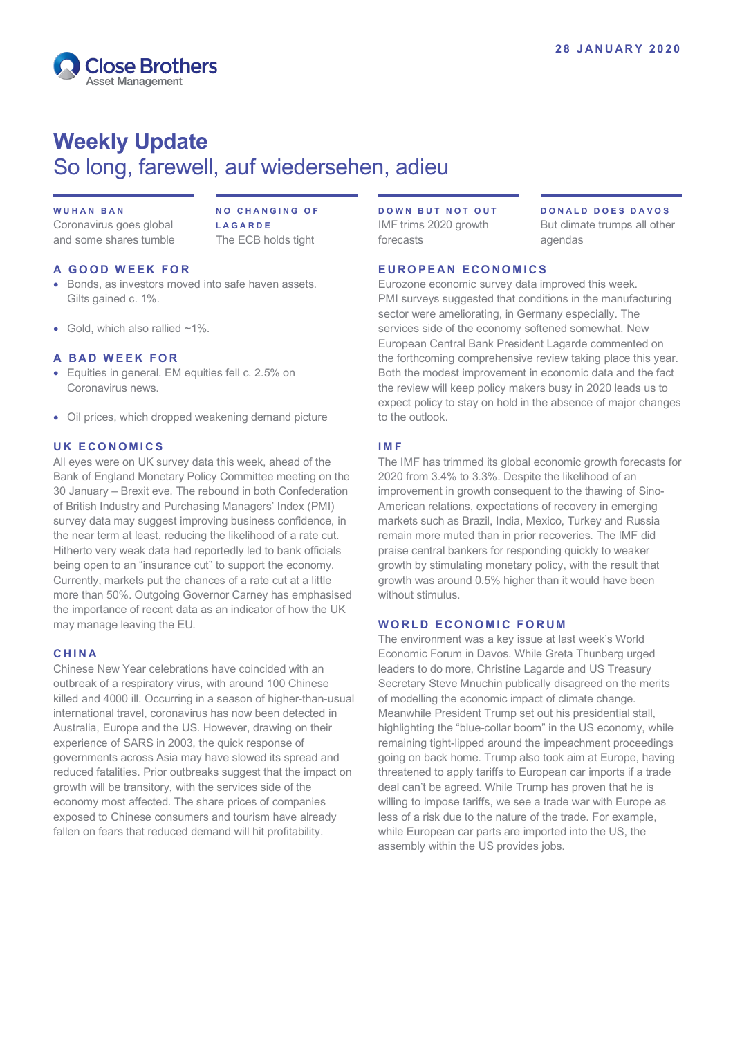Close Brothers Asset Management

28 JANUARY 2020

# Weekly Update

## So long, farewell, auf wiedersehen, adieu

**WUHAN BAN**
Coronavirus goes global and some shares tumble

**NO CHANGING OF LAGARDE**
The ECB holds tight

**DOWN BUT NOT OUT**
IMF trims 2020 growth forecasts

**DONALD DOES DAVOS**
But climate trumps all other agendas

### A GOOD WEEK FOR

- Bonds, as investors moved into safe haven assets. Gilts gained c. 1%.
- Gold, which also rallied ~1%.

### A BAD WEEK FOR

- Equities in general. EM equities fell c. 2.5% on Coronavirus news.
- Oil prices, which dropped weakening demand picture

### UK ECONOMICS

All eyes were on UK survey data this week, ahead of the Bank of England Monetary Policy Committee meeting on the 30 January – Brexit eve. The rebound in both Confederation of British Industry and Purchasing Managers' Index (PMI) survey data may suggest improving business confidence, in the near term at least, reducing the likelihood of a rate cut. Hitherto very weak data had reportedly led to bank officials being open to an "insurance cut" to support the economy. Currently, markets put the chances of a rate cut at a little more than 50%. Outgoing Governor Carney has emphasised the importance of recent data as an indicator of how the UK may manage leaving the EU.

### CHINA

Chinese New Year celebrations have coincided with an outbreak of a respiratory virus, with around 100 Chinese killed and 4000 ill. Occurring in a season of higher-than-usual international travel, coronavirus has now been detected in Australia, Europe and the US. However, drawing on their experience of SARS in 2003, the quick response of governments across Asia may have slowed its spread and reduced fatalities. Prior outbreaks suggest that the impact on growth will be transitory, with the services side of the economy most affected. The share prices of companies exposed to Chinese consumers and tourism have already fallen on fears that reduced demand will hit profitability.

### EUROPEAN ECONOMICS

Eurozone economic survey data improved this week. PMI surveys suggested that conditions in the manufacturing sector were ameliorating, in Germany especially. The services side of the economy softened somewhat. New European Central Bank President Lagarde commented on the forthcoming comprehensive review taking place this year. Both the modest improvement in economic data and the fact the review will keep policy makers busy in 2020 leads us to expect policy to stay on hold in the absence of major changes to the outlook.

### IMF

The IMF has trimmed its global economic growth forecasts for 2020 from 3.4% to 3.3%. Despite the likelihood of an improvement in growth consequent to the thawing of Sino-American relations, expectations of recovery in emerging markets such as Brazil, India, Mexico, Turkey and Russia remain more muted than in prior recoveries. The IMF did praise central bankers for responding quickly to weaker growth by stimulating monetary policy, with the result that growth was around 0.5% higher than it would have been without stimulus.

### WORLD ECONOMIC FORUM

The environment was a key issue at last week's World Economic Forum in Davos. While Greta Thunberg urged leaders to do more, Christine Lagarde and US Treasury Secretary Steve Mnuchin publically disagreed on the merits of modelling the economic impact of climate change. Meanwhile President Trump set out his presidential stall, highlighting the "blue-collar boom" in the US economy, while remaining tight-lipped around the impeachment proceedings going on back home. Trump also took aim at Europe, having threatened to apply tariffs to European car imports if a trade deal can't be agreed. While Trump has proven that he is willing to impose tariffs, we see a trade war with Europe as less of a risk due to the nature of the trade. For example, while European car parts are imported into the US, the assembly within the US provides jobs.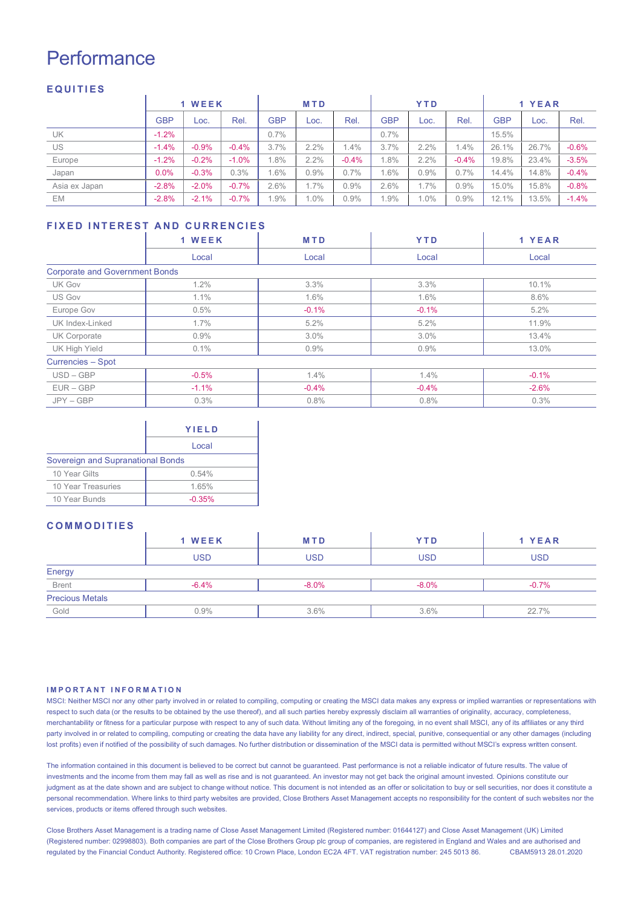# Performance

## EQUITIES

| | 1 WEEK | | | MTD | | | YTD | | | 1 YEAR | | |
|---|---|---|---|---|---|---|---|---|---|---|---|---|
| | GBP | Loc. | Rel. | GBP | Loc. | Rel. | GBP | Loc. | Rel. | GBP | Loc. | Rel. |
| UK | -1.2% | | | 0.7% | | | 0.7% | | | 15.5% | | |
| US | -1.4% | -0.9% | -0.4% | 3.7% | 2.2% | 1.4% | 3.7% | 2.2% | 1.4% | 26.1% | 26.7% | -0.6% |
| Europe | -1.2% | -0.2% | -1.0% | 1.8% | 2.2% | -0.4% | 1.8% | 2.2% | -0.4% | 19.8% | 23.4% | -3.5% |
| Japan | 0.0% | -0.3% | 0.3% | 1.6% | 0.9% | 0.7% | 1.6% | 0.9% | 0.7% | 14.4% | 14.8% | -0.4% |
| Asia ex Japan | -2.8% | -2.0% | -0.7% | 2.6% | 1.7% | 0.9% | 2.6% | 1.7% | 0.9% | 15.0% | 15.8% | -0.8% |
| EM | -2.8% | -2.1% | -0.7% | 1.9% | 1.0% | 0.9% | 1.9% | 1.0% | 0.9% | 12.1% | 13.5% | -1.4% |

## FIXED INTEREST AND CURRENCIES

| | 1 WEEK | MTD | YTD | 1 YEAR |
|---|---|---|---|---|
| | Local | Local | Local | Local |
| Corporate and Government Bonds | | | | |
| UK Gov | 1.2% | 3.3% | 3.3% | 10.1% |
| US Gov | 1.1% | 1.6% | 1.6% | 8.6% |
| Europe Gov | 0.5% | -0.1% | -0.1% | 5.2% |
| UK Index-Linked | 1.7% | 5.2% | 5.2% | 11.9% |
| UK Corporate | 0.9% | 3.0% | 3.0% | 13.4% |
| UK High Yield | 0.1% | 0.9% | 0.9% | 13.0% |
| Currencies – Spot | | | | |
| USD – GBP | -0.5% | 1.4% | 1.4% | -0.1% |
| EUR – GBP | -1.1% | -0.4% | -0.4% | -2.6% |
| JPY – GBP | 0.3% | 0.8% | 0.8% | 0.3% |

| | YIELD |
|---|---|
| | Local |
| Sovereign and Supranational Bonds | |
| 10 Year Gilts | 0.54% |
| 10 Year Treasuries | 1.65% |
| 10 Year Bunds | -0.35% |

## COMMODITIES

| | 1 WEEK | MTD | YTD | 1 YEAR |
|---|---|---|---|---|
| | USD | USD | USD | USD |
| Energy | | | | |
| Brent | -6.4% | -8.0% | -8.0% | -0.7% |
| Precious Metals | | | | |
| Gold | 0.9% | 3.6% | 3.6% | 22.7% |

### IMPORTANT INFORMATION

MSCI: Neither MSCI nor any other party involved in or related to compiling, computing or creating the MSCI data makes any express or implied warranties or representations with respect to such data (or the results to be obtained by the use thereof), and all such parties hereby expressly disclaim all warranties of originality, accuracy, completeness, merchantability or fitness for a particular purpose with respect to any of such data. Without limiting any of the foregoing, in no event shall MSCI, any of its affiliates or any third party involved in or related to compiling, computing or creating the data have any liability for any direct, indirect, special, punitive, consequential or any other damages (including lost profits) even if notified of the possibility of such damages. No further distribution or dissemination of the MSCI data is permitted without MSCI's express written consent.

The information contained in this document is believed to be correct but cannot be guaranteed. Past performance is not a reliable indicator of future results. The value of investments and the income from them may fall as well as rise and is not guaranteed. An investor may not get back the original amount invested. Opinions constitute our judgment as at the date shown and are subject to change without notice. This document is not intended as an offer or solicitation to buy or sell securities, nor does it constitute a personal recommendation. Where links to third party websites are provided, Close Brothers Asset Management accepts no responsibility for the content of such websites nor the services, products or items offered through such websites.

Close Brothers Asset Management is a trading name of Close Asset Management Limited (Registered number: 01644127) and Close Asset Management (UK) Limited (Registered number: 02998803). Both companies are part of the Close Brothers Group plc group of companies, are registered in England and Wales and are authorised and regulated by the Financial Conduct Authority. Registered office: 10 Crown Place, London EC2A 4FT. VAT registration number: 245 5013 86. CBAM5913 28.01.2020